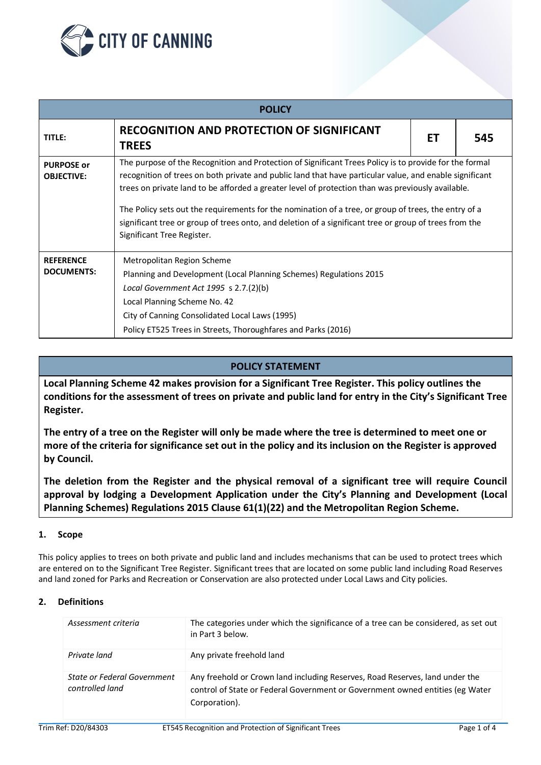CITY OF CANNING

| POLICY | | | |
|---|---|---|---|
| **TITLE:** | **RECOGNITION AND PROTECTION OF SIGNIFICANT TREES** | **ET** | **545** |
| **PURPOSE or OBJECTIVE:** | The purpose of the Recognition and Protection of Significant Trees Policy is to provide for the formal recognition of trees on both private and public land that have particular value, and enable significant trees on private land to be afforded a greater level of protection than was previously available.<br><br>The Policy sets out the requirements for the nomination of a tree, or group of trees, the entry of a significant tree or group of trees onto, and deletion of a significant tree or group of trees from the Significant Tree Register. | | |
| **REFERENCE DOCUMENTS:** | Metropolitan Region Scheme<br>Planning and Development (Local Planning Schemes) Regulations 2015<br>*Local Government Act 1995* s 2.7.(2)(b)<br>Local Planning Scheme No. 42<br>City of Canning Consolidated Local Laws (1995)<br>Policy ET525 Trees in Streets, Thoroughfares and Parks (2016) | | |

## POLICY STATEMENT

**Local Planning Scheme 42 makes provision for a Significant Tree Register. This policy outlines the conditions for the assessment of trees on private and public land for entry in the City's Significant Tree Register.**

**The entry of a tree on the Register will only be made where the tree is determined to meet one or more of the criteria for significance set out in the policy and its inclusion on the Register is approved by Council.**

**The deletion from the Register and the physical removal of a significant tree will require Council approval by lodging a Development Application under the City's Planning and Development (Local Planning Schemes) Regulations 2015 Clause 61(1)(22) and the Metropolitan Region Scheme.**

### 1. Scope

This policy applies to trees on both private and public land and includes mechanisms that can be used to protect trees which are entered on to the Significant Tree Register. Significant trees that are located on some public land including Road Reserves and land zoned for Parks and Recreation or Conservation are also protected under Local Laws and City policies.

### 2. Definitions

| | |
|---|---|
| *Assessment criteria* | The categories under which the significance of a tree can be considered, as set out in Part 3 below. |
| *Private land* | Any private freehold land |
| *State or Federal Government controlled land* | Any freehold or Crown land including Reserves, Road Reserves, land under the control of State or Federal Government or Government owned entities (eg Water Corporation). |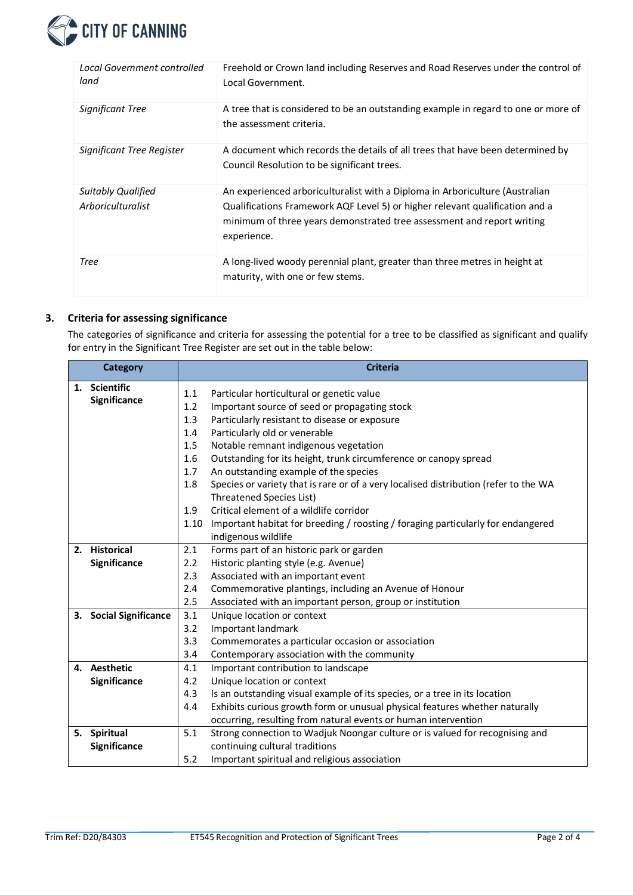| | |
|---|---|
| *Local Government controlled land* | Freehold or Crown land including Reserves and Road Reserves under the control of Local Government. |
| *Significant Tree* | A tree that is considered to be an outstanding example in regard to one or more of the assessment criteria. |
| *Significant Tree Register* | A document which records the details of all trees that have been determined by Council Resolution to be significant trees. |
| *Suitably Qualified Arboriculturalist* | An experienced arboriculturalist with a Diploma in Arboriculture (Australian Qualifications Framework AQF Level 5) or higher relevant qualification and a minimum of three years demonstrated tree assessment and report writing experience. |
| *Tree* | A long-lived woody perennial plant, greater than three metres in height at maturity, with one or few stems. |

## 3. Criteria for assessing significance

The categories of significance and criteria for assessing the potential for a tree to be classified as significant and qualify for entry in the Significant Tree Register are set out in the table below:

| Category | Criteria |
|---|---|
| **1. Scientific Significance** | 1.1 Particular horticultural or genetic value<br>1.2 Important source of seed or propagating stock<br>1.3 Particularly resistant to disease or exposure<br>1.4 Particularly old or venerable<br>1.5 Notable remnant indigenous vegetation<br>1.6 Outstanding for its height, trunk circumference or canopy spread<br>1.7 An outstanding example of the species<br>1.8 Species or variety that is rare or of a very localised distribution (refer to the WA Threatened Species List)<br>1.9 Critical element of a wildlife corridor<br>1.10 Important habitat for breeding / roosting / foraging particularly for endangered indigenous wildlife |
| **2. Historical Significance** | 2.1 Forms part of an historic park or garden<br>2.2 Historic planting style (e.g. Avenue)<br>2.3 Associated with an important event<br>2.4 Commemorative plantings, including an Avenue of Honour<br>2.5 Associated with an important person, group or institution |
| **3. Social Significance** | 3.1 Unique location or context<br>3.2 Important landmark<br>3.3 Commemorates a particular occasion or association<br>3.4 Contemporary association with the community |
| **4. Aesthetic Significance** | 4.1 Important contribution to landscape<br>4.2 Unique location or context<br>4.3 Is an outstanding visual example of its species, or a tree in its location<br>4.4 Exhibits curious growth form or unusual physical features whether naturally occurring, resulting from natural events or human intervention |
| **5. Spiritual Significance** | 5.1 Strong connection to Wadjuk Noongar culture or is valued for recognising and continuing cultural traditions<br>5.2 Important spiritual and religious association |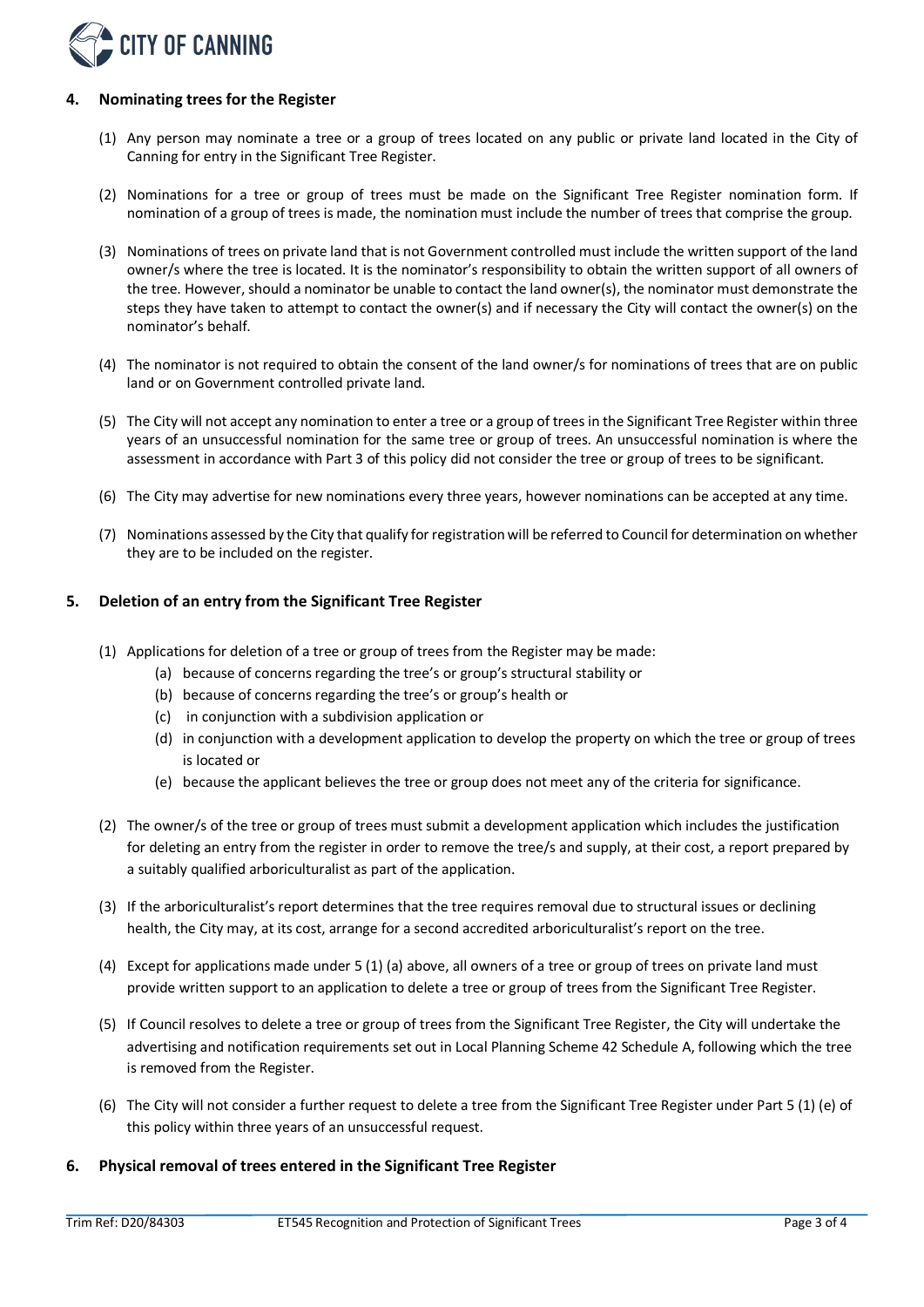## 4. Nominating trees for the Register

(1) Any person may nominate a tree or a group of trees located on any public or private land located in the City of Canning for entry in the Significant Tree Register.

(2) Nominations for a tree or group of trees must be made on the Significant Tree Register nomination form. If nomination of a group of trees is made, the nomination must include the number of trees that comprise the group.

(3) Nominations of trees on private land that is not Government controlled must include the written support of the land owner/s where the tree is located. It is the nominator's responsibility to obtain the written support of all owners of the tree. However, should a nominator be unable to contact the land owner(s), the nominator must demonstrate the steps they have taken to attempt to contact the owner(s) and if necessary the City will contact the owner(s) on the nominator's behalf.

(4) The nominator is not required to obtain the consent of the land owner/s for nominations of trees that are on public land or on Government controlled private land.

(5) The City will not accept any nomination to enter a tree or a group of trees in the Significant Tree Register within three years of an unsuccessful nomination for the same tree or group of trees. An unsuccessful nomination is where the assessment in accordance with Part 3 of this policy did not consider the tree or group of trees to be significant.

(6) The City may advertise for new nominations every three years, however nominations can be accepted at any time.

(7) Nominations assessed by the City that qualify for registration will be referred to Council for determination on whether they are to be included on the register.

## 5. Deletion of an entry from the Significant Tree Register

(1) Applications for deletion of a tree or group of trees from the Register may be made:
   - (a) because of concerns regarding the tree's or group's structural stability or
   - (b) because of concerns regarding the tree's or group's health or
   - (c) in conjunction with a subdivision application or
   - (d) in conjunction with a development application to develop the property on which the tree or group of trees is located or
   - (e) because the applicant believes the tree or group does not meet any of the criteria for significance.

(2) The owner/s of the tree or group of trees must submit a development application which includes the justification for deleting an entry from the register in order to remove the tree/s and supply, at their cost, a report prepared by a suitably qualified arboriculturalist as part of the application.

(3) If the arboriculturalist's report determines that the tree requires removal due to structural issues or declining health, the City may, at its cost, arrange for a second accredited arboriculturalist's report on the tree.

(4) Except for applications made under 5 (1) (a) above, all owners of a tree or group of trees on private land must provide written support to an application to delete a tree or group of trees from the Significant Tree Register.

(5) If Council resolves to delete a tree or group of trees from the Significant Tree Register, the City will undertake the advertising and notification requirements set out in Local Planning Scheme 42 Schedule A, following which the tree is removed from the Register.

(6) The City will not consider a further request to delete a tree from the Significant Tree Register under Part 5 (1) (e) of this policy within three years of an unsuccessful request.

## 6. Physical removal of trees entered in the Significant Tree Register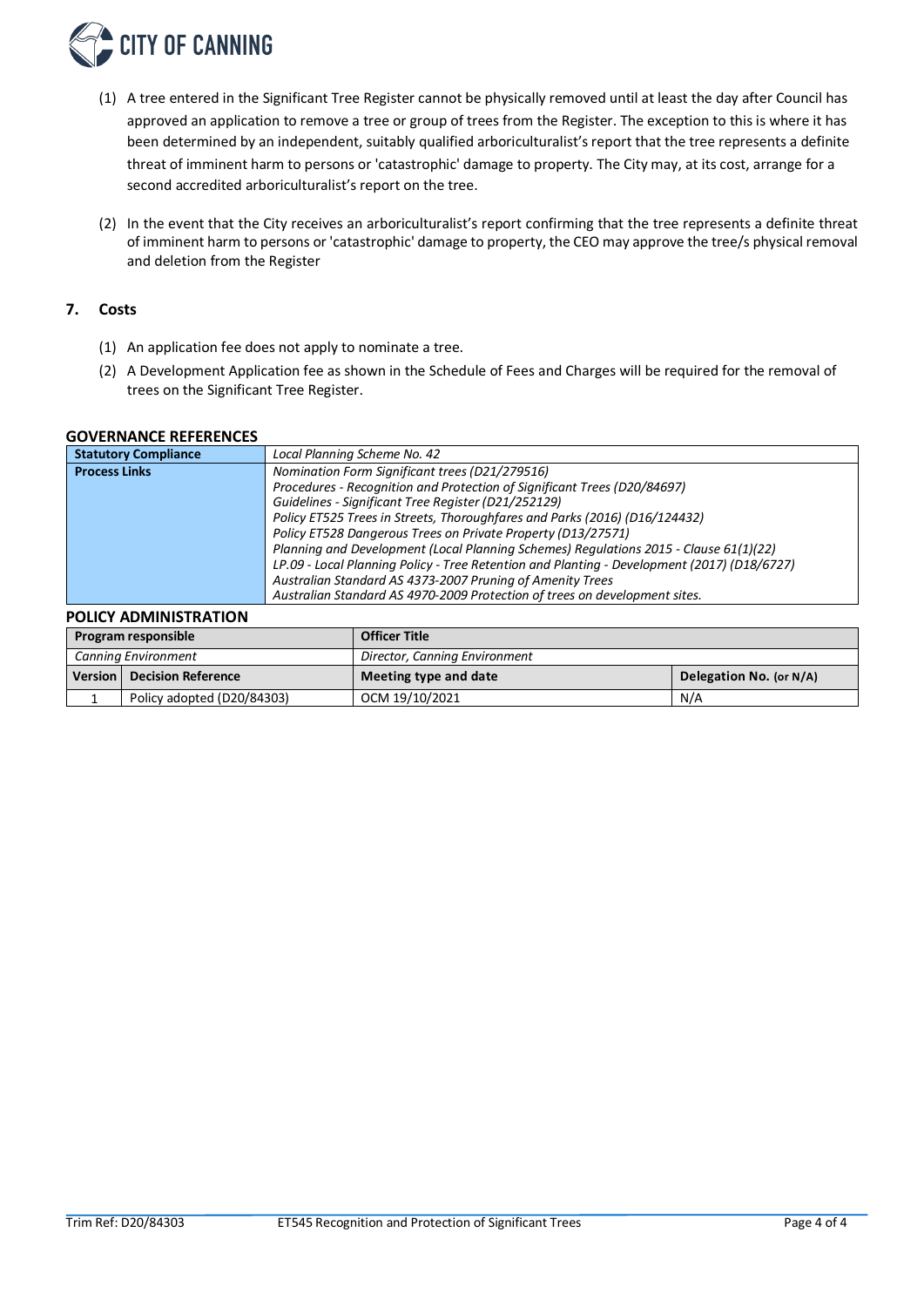(1) A tree entered in the Significant Tree Register cannot be physically removed until at least the day after Council has approved an application to remove a tree or group of trees from the Register. The exception to this is where it has been determined by an independent, suitably qualified arboriculturalist's report that the tree represents a definite threat of imminent harm to persons or 'catastrophic' damage to property. The City may, at its cost, arrange for a second accredited arboriculturalist's report on the tree.

(2) In the event that the City receives an arboriculturalist's report confirming that the tree represents a definite threat of imminent harm to persons or 'catastrophic' damage to property, the CEO may approve the tree/s physical removal and deletion from the Register

## 7. Costs

(1) An application fee does not apply to nominate a tree.

(2) A Development Application fee as shown in the Schedule of Fees and Charges will be required for the removal of trees on the Significant Tree Register.

### GOVERNANCE REFERENCES

| | |
|---|---|
| **Statutory Compliance** | *Local Planning Scheme No. 42* |
| **Process Links** | *Nomination Form Significant trees (D21/279516)*<br>*Procedures - Recognition and Protection of Significant Trees (D20/84697)*<br>*Guidelines - Significant Tree Register (D21/252129)*<br>*Policy ET525 Trees in Streets, Thoroughfares and Parks (2016) (D16/124432)*<br>*Policy ET528 Dangerous Trees on Private Property (D13/27571)*<br>*Planning and Development (Local Planning Schemes) Regulations 2015 - Clause 61(1)(22)*<br>*LP.09 - Local Planning Policy - Tree Retention and Planting - Development (2017) (D18/6727)*<br>*Australian Standard AS 4373-2007 Pruning of Amenity Trees*<br>*Australian Standard AS 4970-2009 Protection of trees on development sites.* |

### POLICY ADMINISTRATION

| Program responsible | | Officer Title | |
|---|---|---|---|
| *Canning Environment* | | *Director, Canning Environment* | |
| **Version** | **Decision Reference** | **Meeting type and date** | **Delegation No. (or N/A)** |
| 1 | Policy adopted (D20/84303) | OCM 19/10/2021 | N/A |